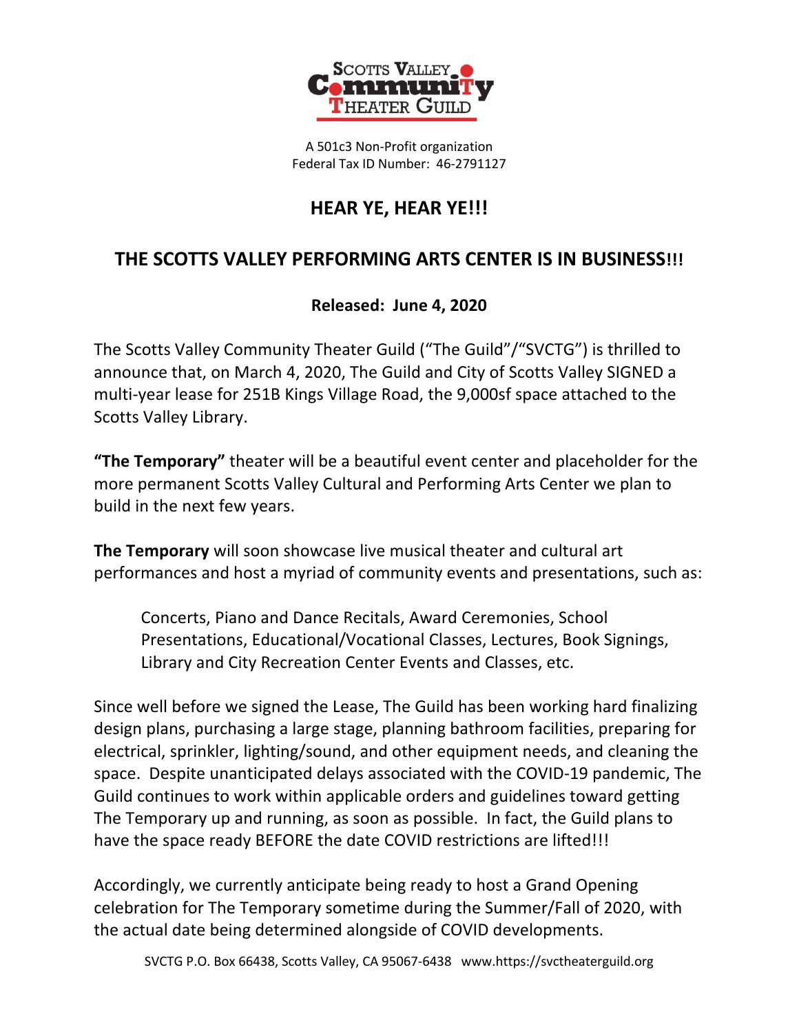SCOTTS VALLEY Community THEATER GUILD

A 501c3 Non-Profit organization
Federal Tax ID Number: 46-2791127

# HEAR YE, HEAR YE!!!

## THE SCOTTS VALLEY PERFORMING ARTS CENTER IS IN BUSINESS!!!

**Released: June 4, 2020**

The Scotts Valley Community Theater Guild ("The Guild"/"SVCTG") is thrilled to announce that, on March 4, 2020, The Guild and City of Scotts Valley SIGNED a multi-year lease for 251B Kings Village Road, the 9,000sf space attached to the Scotts Valley Library.

**"The Temporary"** theater will be a beautiful event center and placeholder for the more permanent Scotts Valley Cultural and Performing Arts Center we plan to build in the next few years.

**The Temporary** will soon showcase live musical theater and cultural art performances and host a myriad of community events and presentations, such as:

> Concerts, Piano and Dance Recitals, Award Ceremonies, School Presentations, Educational/Vocational Classes, Lectures, Book Signings, Library and City Recreation Center Events and Classes, etc.

Since well before we signed the Lease, The Guild has been working hard finalizing design plans, purchasing a large stage, planning bathroom facilities, preparing for electrical, sprinkler, lighting/sound, and other equipment needs, and cleaning the space. Despite unanticipated delays associated with the COVID-19 pandemic, The Guild continues to work within applicable orders and guidelines toward getting The Temporary up and running, as soon as possible. In fact, the Guild plans to have the space ready BEFORE the date COVID restrictions are lifted!!!

Accordingly, we currently anticipate being ready to host a Grand Opening celebration for The Temporary sometime during the Summer/Fall of 2020, with the actual date being determined alongside of COVID developments.

SVCTG P.O. Box 66438, Scotts Valley, CA 95067-6438 www.https://svctheaterguild.org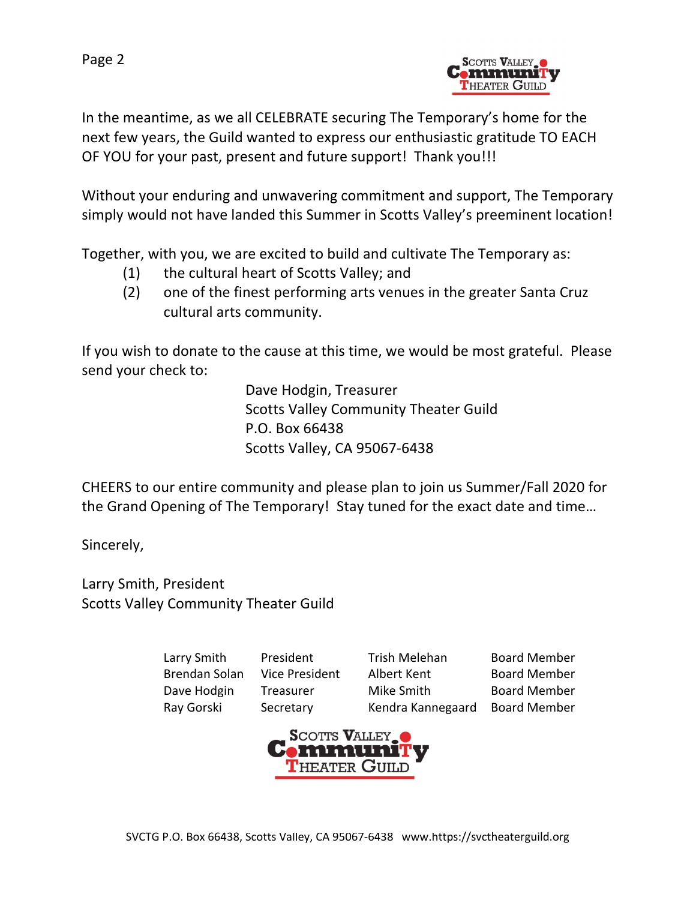In the meantime, as we all CELEBRATE securing The Temporary's home for the next few years, the Guild wanted to express our enthusiastic gratitude TO EACH OF YOU for your past, present and future support! Thank you!!!

Without your enduring and unwavering commitment and support, The Temporary simply would not have landed this Summer in Scotts Valley's preeminent location!

Together, with you, we are excited to build and cultivate The Temporary as:

(1) the cultural heart of Scotts Valley; and
(2) one of the finest performing arts venues in the greater Santa Cruz cultural arts community.

If you wish to donate to the cause at this time, we would be most grateful. Please send your check to:

Dave Hodgin, Treasurer
Scotts Valley Community Theater Guild
P.O. Box 66438
Scotts Valley, CA 95067-6438

CHEERS to our entire community and please plan to join us Summer/Fall 2020 for the Grand Opening of The Temporary! Stay tuned for the exact date and time…

Sincerely,

Larry Smith, President
Scotts Valley Community Theater Guild

| | | | |
|---|---|---|---|
| Larry Smith | President | Trish Melehan | Board Member |
| Brendan Solan | Vice President | Albert Kent | Board Member |
| Dave Hodgin | Treasurer | Mike Smith | Board Member |
| Ray Gorski | Secretary | Kendra Kannegaard | Board Member |

SVCTG P.O. Box 66438, Scotts Valley, CA 95067-6438 www.https://svctheaterguild.org